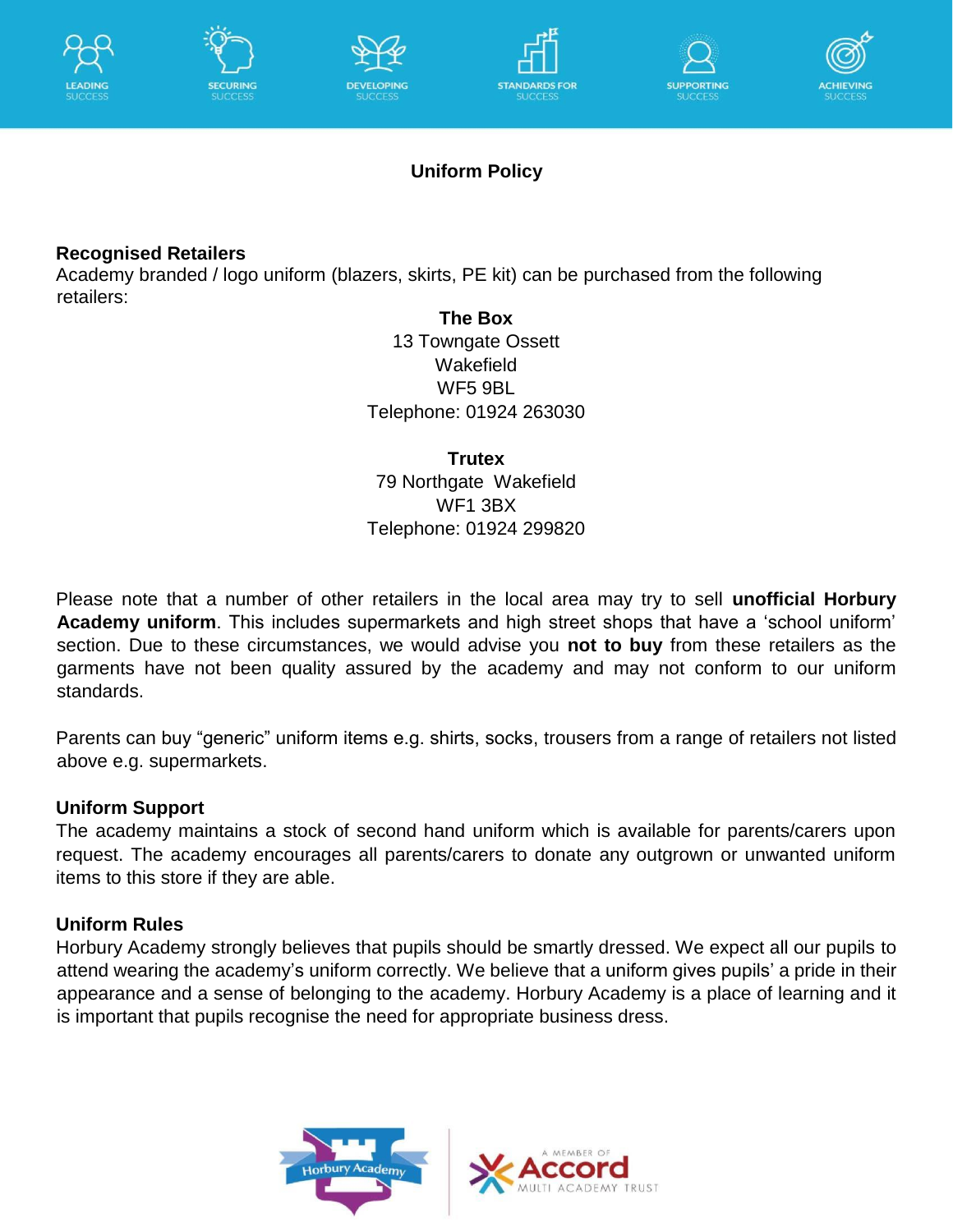# Uniform Policy

## Recognised Retailers

Academy branded / logo uniform (blazers, skirts, PE kit) can be purchased from the following retailers:

**The Box**
13 Towngate Ossett
Wakefield
WF5 9BL
Telephone: 01924 263030

**Trutex**
79 Northgate Wakefield
WF1 3BX
Telephone: 01924 299820

Please note that a number of other retailers in the local area may try to sell **unofficial Horbury Academy uniform**. This includes supermarkets and high street shops that have a 'school uniform' section. Due to these circumstances, we would advise you **not to buy** from these retailers as the garments have not been quality assured by the academy and may not conform to our uniform standards.

Parents can buy "generic" uniform items e.g. shirts, socks, trousers from a range of retailers not listed above e.g. supermarkets.

## Uniform Support

The academy maintains a stock of second hand uniform which is available for parents/carers upon request. The academy encourages all parents/carers to donate any outgrown or unwanted uniform items to this store if they are able.

## Uniform Rules

Horbury Academy strongly believes that pupils should be smartly dressed. We expect all our pupils to attend wearing the academy's uniform correctly. We believe that a uniform gives pupils' a pride in their appearance and a sense of belonging to the academy. Horbury Academy is a place of learning and it is important that pupils recognise the need for appropriate business dress.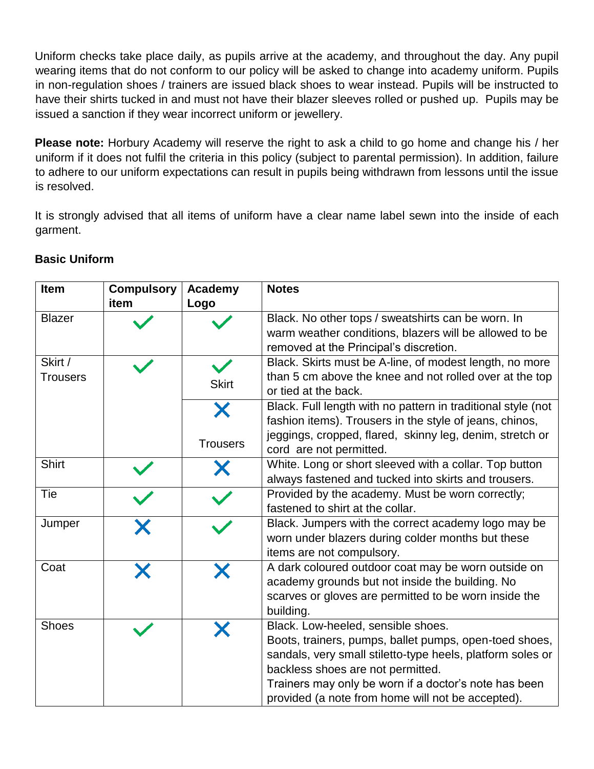Uniform checks take place daily, as pupils arrive at the academy, and throughout the day. Any pupil wearing items that do not conform to our policy will be asked to change into academy uniform. Pupils in non-regulation shoes / trainers are issued black shoes to wear instead. Pupils will be instructed to have their shirts tucked in and must not have their blazer sleeves rolled or pushed up. Pupils may be issued a sanction if they wear incorrect uniform or jewellery.

**Please note:** Horbury Academy will reserve the right to ask a child to go home and change his / her uniform if it does not fulfil the criteria in this policy (subject to parental permission). In addition, failure to adhere to our uniform expectations can result in pupils being withdrawn from lessons until the issue is resolved.

It is strongly advised that all items of uniform have a clear name label sewn into the inside of each garment.

**Basic Uniform**

| Item | Compulsory item | Academy Logo | Notes |
|---|---|---|---|
| Blazer | ✓ | ✓ | Black. No other tops / sweatshirts can be worn. In warm weather conditions, blazers will be allowed to be removed at the Principal's discretion. |
| Skirt / Trousers | ✓ | ✓ Skirt | Black. Skirts must be A-line, of modest length, no more than 5 cm above the knee and not rolled over at the top or tied at the back. |
| | | ✗ Trousers | Black. Full length with no pattern in traditional style (not fashion items). Trousers in the style of jeans, chinos, jeggings, cropped, flared, skinny leg, denim, stretch or cord are not permitted. |
| Shirt | ✓ | ✗ | White. Long or short sleeved with a collar. Top button always fastened and tucked into skirts and trousers. |
| Tie | ✓ | ✓ | Provided by the academy. Must be worn correctly; fastened to shirt at the collar. |
| Jumper | ✗ | ✓ | Black. Jumpers with the correct academy logo may be worn under blazers during colder months but these items are not compulsory. |
| Coat | ✗ | ✗ | A dark coloured outdoor coat may be worn outside on academy grounds but not inside the building. No scarves or gloves are permitted to be worn inside the building. |
| Shoes | ✓ | ✗ | Black. Low-heeled, sensible shoes. Boots, trainers, pumps, ballet pumps, open-toed shoes, sandals, very small stiletto-type heels, platform soles or backless shoes are not permitted. Trainers may only be worn if a doctor's note has been provided (a note from home will not be accepted). |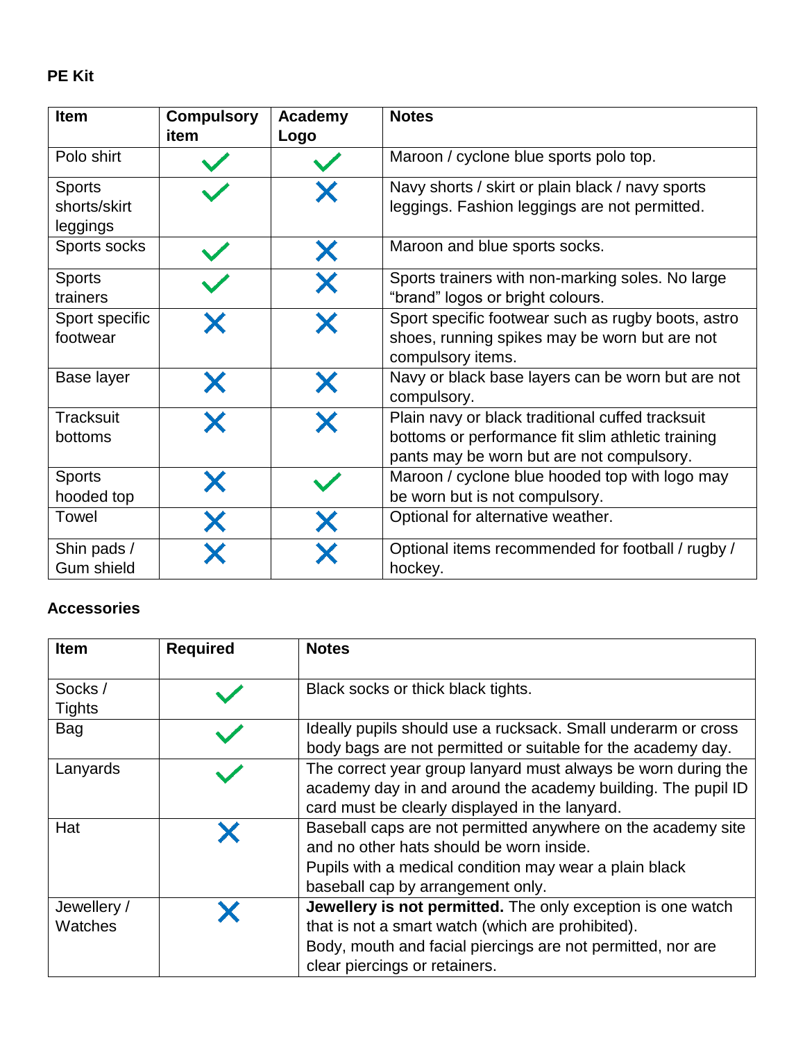**PE Kit**

| Item | Compulsory item | Academy Logo | Notes |
|---|---|---|---|
| Polo shirt | ✓ | ✓ | Maroon / cyclone blue sports polo top. |
| Sports shorts/skirt leggings | ✓ | ✗ | Navy shorts / skirt or plain black / navy sports leggings. Fashion leggings are not permitted. |
| Sports socks | ✓ | ✗ | Maroon and blue sports socks. |
| Sports trainers | ✓ | ✗ | Sports trainers with non-marking soles. No large "brand" logos or bright colours. |
| Sport specific footwear | ✗ | ✗ | Sport specific footwear such as rugby boots, astro shoes, running spikes may be worn but are not compulsory items. |
| Base layer | ✗ | ✗ | Navy or black base layers can be worn but are not compulsory. |
| Tracksuit bottoms | ✗ | ✗ | Plain navy or black traditional cuffed tracksuit bottoms or performance fit slim athletic training pants may be worn but are not compulsory. |
| Sports hooded top | ✗ | ✓ | Maroon / cyclone blue hooded top with logo may be worn but is not compulsory. |
| Towel | ✗ | ✗ | Optional for alternative weather. |
| Shin pads / Gum shield | ✗ | ✗ | Optional items recommended for football / rugby / hockey. |

**Accessories**

| Item | Required | Notes |
|---|---|---|
| Socks / Tights | ✓ | Black socks or thick black tights. |
| Bag | ✓ | Ideally pupils should use a rucksack. Small underarm or cross body bags are not permitted or suitable for the academy day. |
| Lanyards | ✓ | The correct year group lanyard must always be worn during the academy day in and around the academy building. The pupil ID card must be clearly displayed in the lanyard. |
| Hat | ✗ | Baseball caps are not permitted anywhere on the academy site and no other hats should be worn inside.<br>Pupils with a medical condition may wear a plain black baseball cap by arrangement only. |
| Jewellery / Watches | ✗ | **Jewellery is not permitted.** The only exception is one watch that is not a smart watch (which are prohibited).<br>Body, mouth and facial piercings are not permitted, nor are clear piercings or retainers. |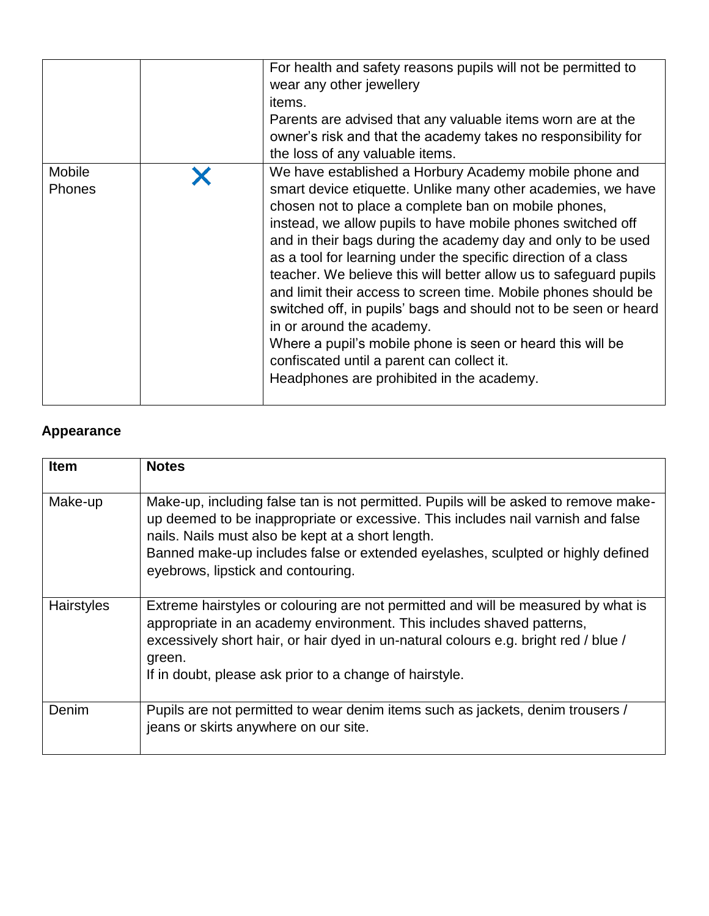|  |  | For health and safety reasons pupils will not be permitted to wear any other jewellery items.<br>Parents are advised that any valuable items worn are at the owner's risk and that the academy takes no responsibility for the loss of any valuable items. |
|---|---|---|
| Mobile Phones | ✗ | We have established a Horbury Academy mobile phone and smart device etiquette. Unlike many other academies, we have chosen not to place a complete ban on mobile phones, instead, we allow pupils to have mobile phones switched off and in their bags during the academy day and only to be used as a tool for learning under the specific direction of a class teacher. We believe this will better allow us to safeguard pupils and limit their access to screen time. Mobile phones should be switched off, in pupils' bags and should not to be seen or heard in or around the academy.<br>Where a pupil's mobile phone is seen or heard this will be confiscated until a parent can collect it.<br>Headphones are prohibited in the academy. |

**Appearance**

| Item | Notes |
|---|---|
| Make-up | Make-up, including false tan is not permitted. Pupils will be asked to remove make-up deemed to be inappropriate or excessive. This includes nail varnish and false nails. Nails must also be kept at a short length.<br>Banned make-up includes false or extended eyelashes, sculpted or highly defined eyebrows, lipstick and contouring. |
| Hairstyles | Extreme hairstyles or colouring are not permitted and will be measured by what is appropriate in an academy environment. This includes shaved patterns, excessively short hair, or hair dyed in un-natural colours e.g. bright red / blue / green.<br>If in doubt, please ask prior to a change of hairstyle. |
| Denim | Pupils are not permitted to wear denim items such as jackets, denim trousers / jeans or skirts anywhere on our site. |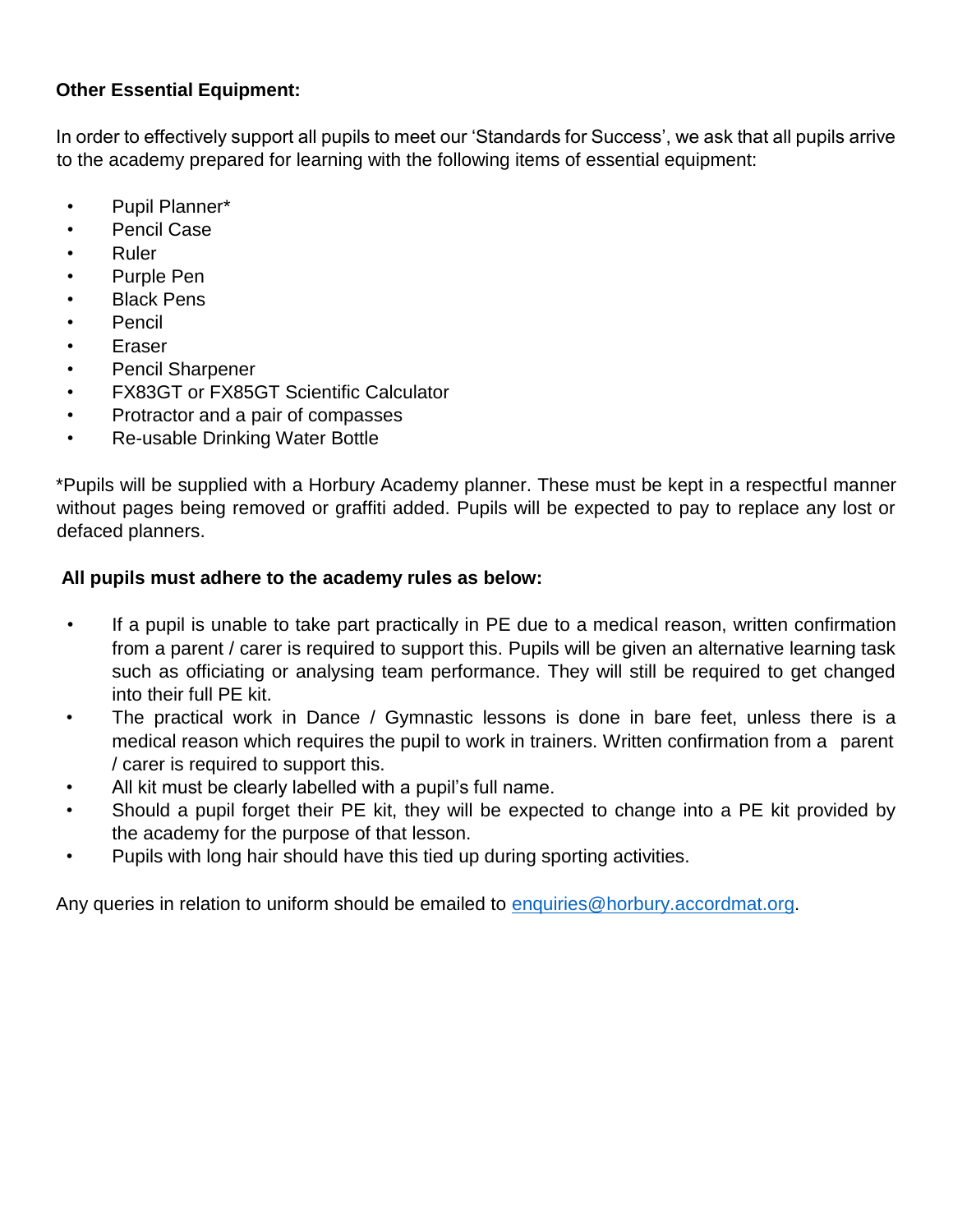**Other Essential Equipment:**

In order to effectively support all pupils to meet our 'Standards for Success', we ask that all pupils arrive to the academy prepared for learning with the following items of essential equipment:

- Pupil Planner*
- Pencil Case
- Ruler
- Purple Pen
- Black Pens
- Pencil
- Eraser
- Pencil Sharpener
- FX83GT or FX85GT Scientific Calculator
- Protractor and a pair of compasses
- Re-usable Drinking Water Bottle

*Pupils will be supplied with a Horbury Academy planner. These must be kept in a respectful manner without pages being removed or graffiti added. Pupils will be expected to pay to replace any lost or defaced planners.

**All pupils must adhere to the academy rules as below:**

- If a pupil is unable to take part practically in PE due to a medical reason, written confirmation from a parent / carer is required to support this. Pupils will be given an alternative learning task such as officiating or analysing team performance. They will still be required to get changed into their full PE kit.
- The practical work in Dance / Gymnastic lessons is done in bare feet, unless there is a medical reason which requires the pupil to work in trainers. Written confirmation from a parent / carer is required to support this.
- All kit must be clearly labelled with a pupil's full name.
- Should a pupil forget their PE kit, they will be expected to change into a PE kit provided by the academy for the purpose of that lesson.
- Pupils with long hair should have this tied up during sporting activities.

Any queries in relation to uniform should be emailed to [enquiries@horbury.accordmat.org](mailto:enquiries@horbury.accordmat.org).